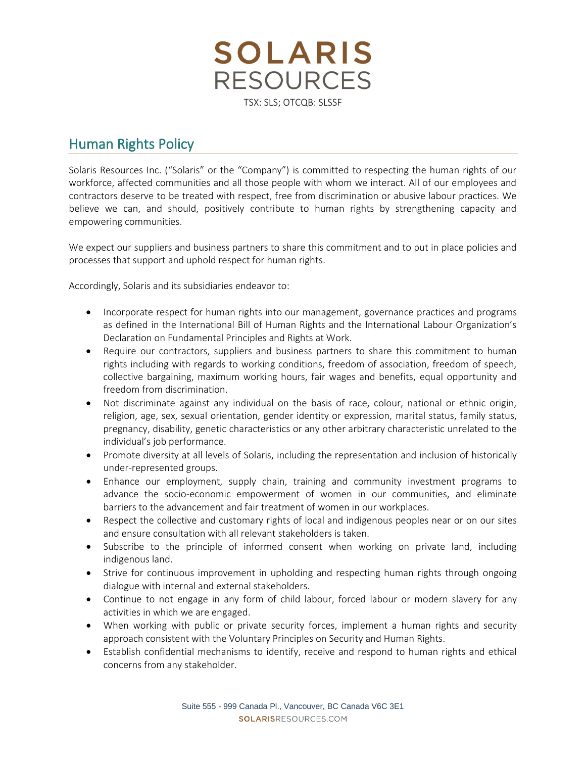# SOLARIS RESOURCES

TSX: SLS; OTCQB: SLSSF

## Human Rights Policy

Solaris Resources Inc. ("Solaris" or the "Company") is committed to respecting the human rights of our workforce, affected communities and all those people with whom we interact. All of our employees and contractors deserve to be treated with respect, free from discrimination or abusive labour practices. We believe we can, and should, positively contribute to human rights by strengthening capacity and empowering communities.

We expect our suppliers and business partners to share this commitment and to put in place policies and processes that support and uphold respect for human rights.

Accordingly, Solaris and its subsidiaries endeavor to:

- Incorporate respect for human rights into our management, governance practices and programs as defined in the International Bill of Human Rights and the International Labour Organization's Declaration on Fundamental Principles and Rights at Work.
- Require our contractors, suppliers and business partners to share this commitment to human rights including with regards to working conditions, freedom of association, freedom of speech, collective bargaining, maximum working hours, fair wages and benefits, equal opportunity and freedom from discrimination.
- Not discriminate against any individual on the basis of race, colour, national or ethnic origin, religion, age, sex, sexual orientation, gender identity or expression, marital status, family status, pregnancy, disability, genetic characteristics or any other arbitrary characteristic unrelated to the individual's job performance.
- Promote diversity at all levels of Solaris, including the representation and inclusion of historically under-represented groups.
- Enhance our employment, supply chain, training and community investment programs to advance the socio-economic empowerment of women in our communities, and eliminate barriers to the advancement and fair treatment of women in our workplaces.
- Respect the collective and customary rights of local and indigenous peoples near or on our sites and ensure consultation with all relevant stakeholders is taken.
- Subscribe to the principle of informed consent when working on private land, including indigenous land.
- Strive for continuous improvement in upholding and respecting human rights through ongoing dialogue with internal and external stakeholders.
- Continue to not engage in any form of child labour, forced labour or modern slavery for any activities in which we are engaged.
- When working with public or private security forces, implement a human rights and security approach consistent with the Voluntary Principles on Security and Human Rights.
- Establish confidential mechanisms to identify, receive and respond to human rights and ethical concerns from any stakeholder.

Suite 555 - 999 Canada Pl., Vancouver, BC Canada V6C 3E1

SOLARISRESOURCES.COM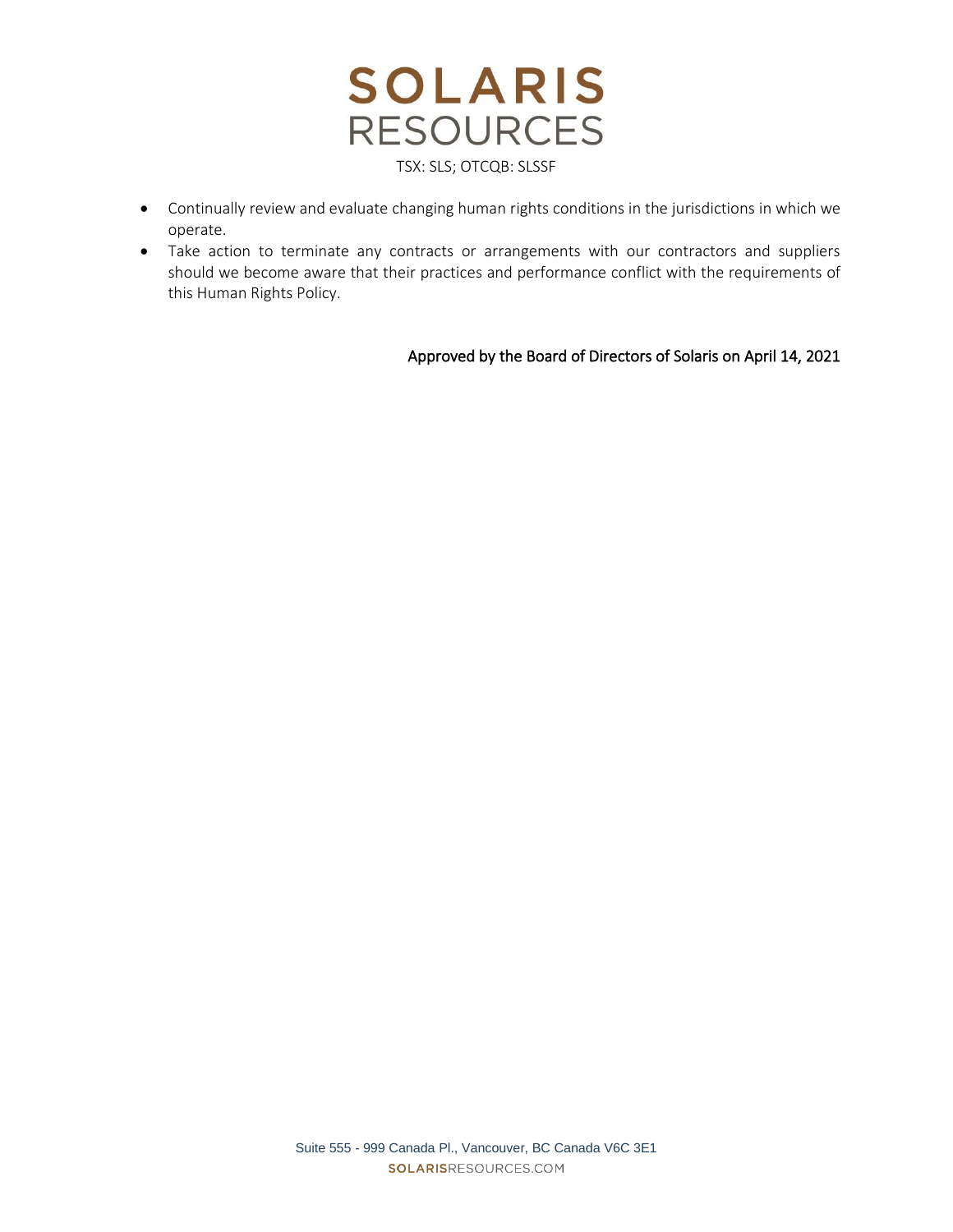- Continually review and evaluate changing human rights conditions in the jurisdictions in which we operate.
- Take action to terminate any contracts or arrangements with our contractors and suppliers should we become aware that their practices and performance conflict with the requirements of this Human Rights Policy.

Approved by the Board of Directors of Solaris on April 14, 2021